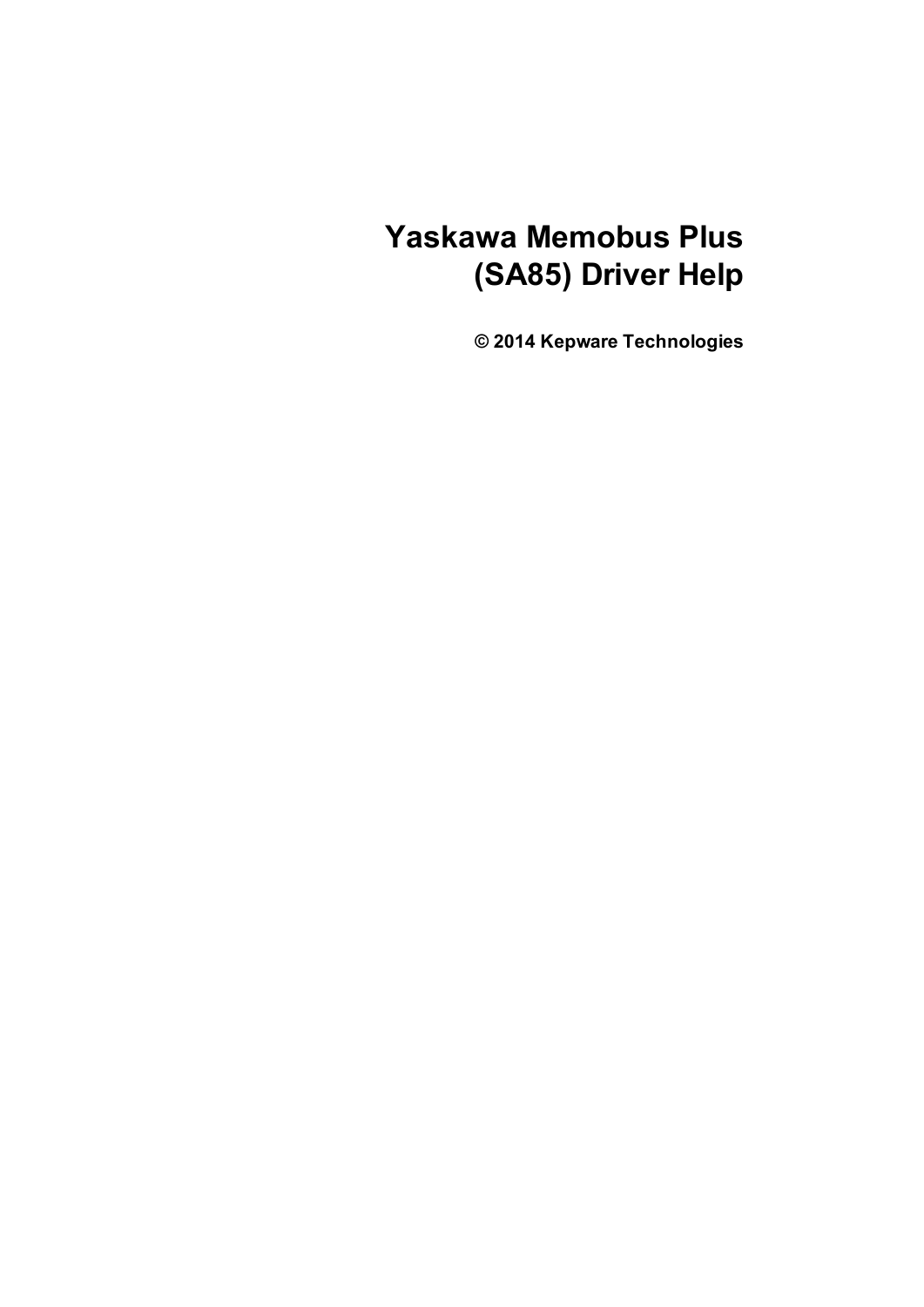# Yaskawa Memobus Plus (SA85) Driver Help

**© 2014 Kepware Technologies**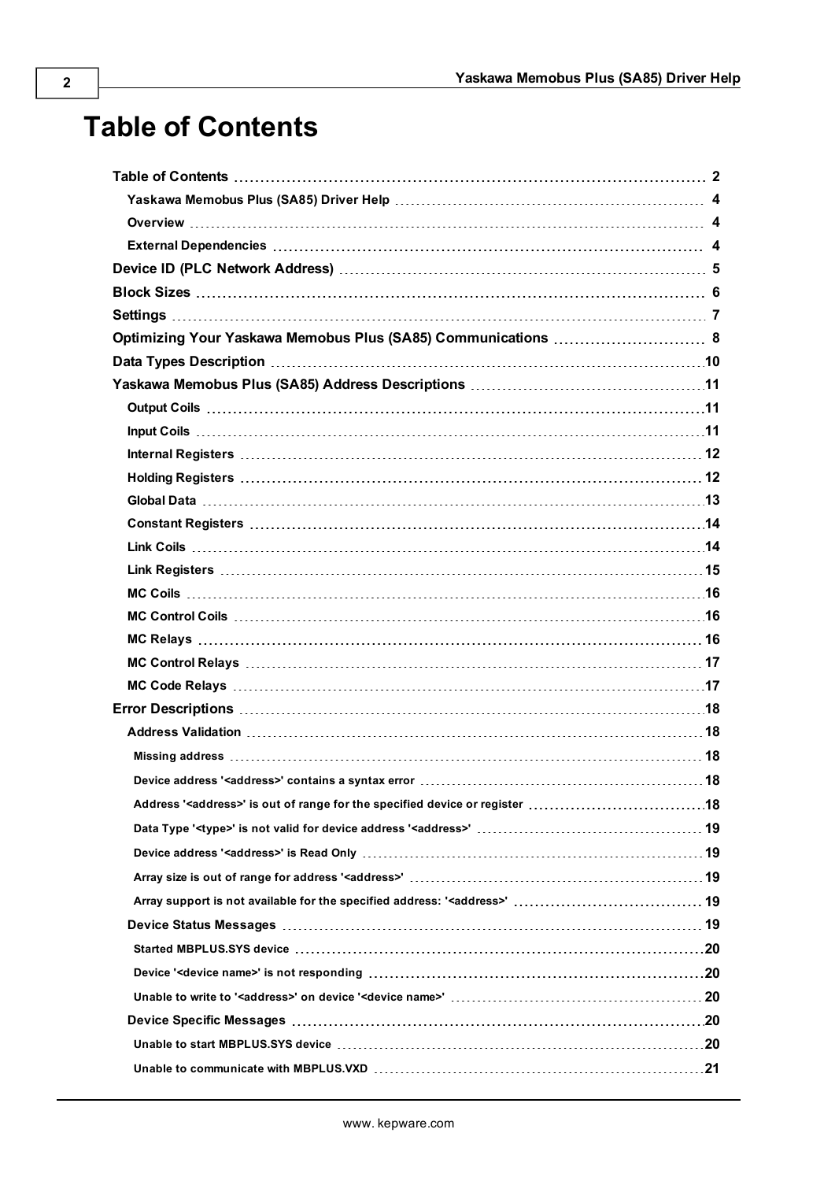# Table of Contents

- **Table of Contents** 2
  - **Yaskawa Memobus Plus (SA85) Driver Help** 4
  - **Overview** 4
  - **External Dependencies** 4
- **Device ID (PLC Network Address)** 5
- **Block Sizes** 6
- **Settings** 7
- **Optimizing Your Yaskawa Memobus Plus (SA85) Communications** 8
- **Data Types Description** 10
- **Yaskawa Memobus Plus (SA85) Address Descriptions** 11
  - **Output Coils** 11
  - **Input Coils** 11
  - **Internal Registers** 12
  - **Holding Registers** 12
  - **Global Data** 13
  - **Constant Registers** 14
  - **Link Coils** 14
  - **Link Registers** 15
  - **MC Coils** 16
  - **MC Control Coils** 16
  - **MC Relays** 16
  - **MC Control Relays** 17
  - **MC Code Relays** 17
- **Error Descriptions** 18
  - **Address Validation** 18
    - **Missing address** 18
    - **Device address '<address>' contains a syntax error** 18
    - **Address '<address>' is out of range for the specified device or register** 18
    - **Data Type '<type>' is not valid for device address '<address>'** 19
    - **Device address '<address>' is Read Only** 19
    - **Array size is out of range for address '<address>'** 19
    - **Array support is not available for the specified address: '<address>'** 19
  - **Device Status Messages** 19
    - **Started MBPLUS.SYS device** 20
    - **Device '<device name>' is not responding** 20
    - **Unable to write to '<address>' on device '<device name>'** 20
  - **Device Specific Messages** 20
    - **Unable to start MBPLUS.SYS device** 20
    - **Unable to communicate with MBPLUS.VXD** 21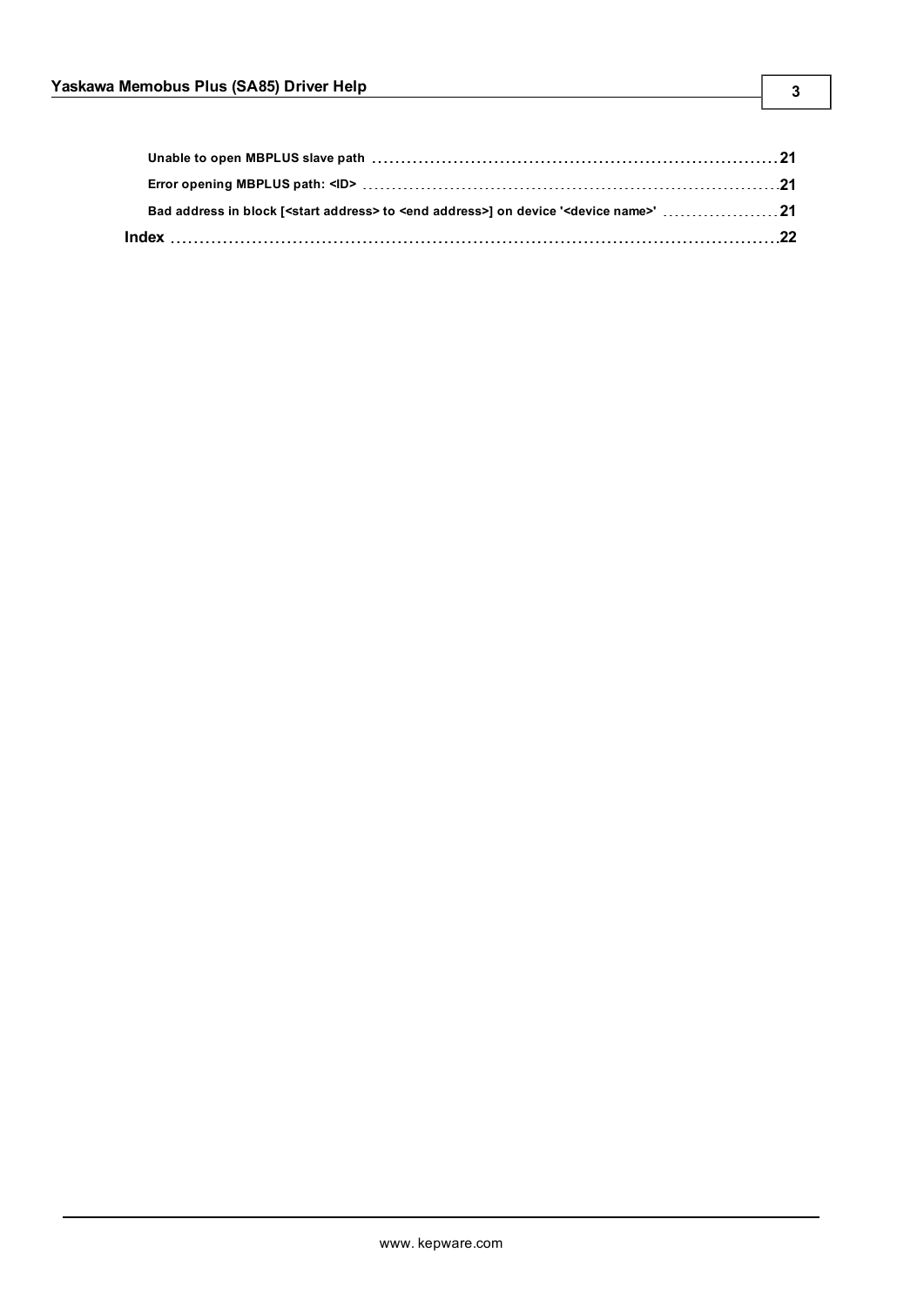Unable to open MBPLUS slave path ........ 21

Error opening MBPLUS path: <ID> ........ 21

Bad address in block [<start address> to <end address>] on device '<device name>' ........ 21

**Index** ........ 22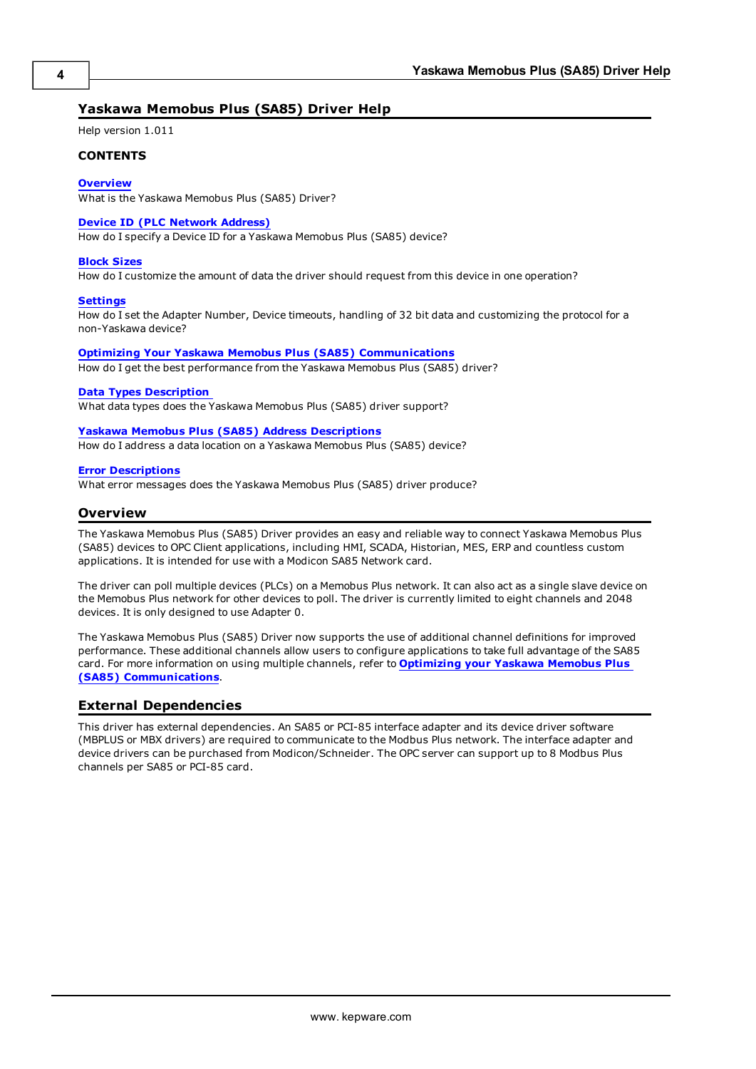# Yaskawa Memobus Plus (SA85) Driver Help

Help version 1.011

**CONTENTS**

**Overview**
What is the Yaskawa Memobus Plus (SA85) Driver?

**Device ID (PLC Network Address)**
How do I specify a Device ID for a Yaskawa Memobus Plus (SA85) device?

**Block Sizes**
How do I customize the amount of data the driver should request from this device in one operation?

**Settings**
How do I set the Adapter Number, Device timeouts, handling of 32 bit data and customizing the protocol for a non-Yaskawa device?

**Optimizing Your Yaskawa Memobus Plus (SA85) Communications**
How do I get the best performance from the Yaskawa Memobus Plus (SA85) driver?

**Data Types Description**
What data types does the Yaskawa Memobus Plus (SA85) driver support?

**Yaskawa Memobus Plus (SA85) Address Descriptions**
How do I address a data location on a Yaskawa Memobus Plus (SA85) device?

**Error Descriptions**
What error messages does the Yaskawa Memobus Plus (SA85) driver produce?

## Overview

The Yaskawa Memobus Plus (SA85) Driver provides an easy and reliable way to connect Yaskawa Memobus Plus (SA85) devices to OPC Client applications, including HMI, SCADA, Historian, MES, ERP and countless custom applications. It is intended for use with a Modicon SA85 Network card.

The driver can poll multiple devices (PLCs) on a Memobus Plus network. It can also act as a single slave device on the Memobus Plus network for other devices to poll. The driver is currently limited to eight channels and 2048 devices. It is only designed to use Adapter 0.

The Yaskawa Memobus Plus (SA85) Driver now supports the use of additional channel definitions for improved performance. These additional channels allow users to configure applications to take full advantage of the SA85 card. For more information on using multiple channels, refer to **Optimizing your Yaskawa Memobus Plus (SA85) Communications**.

## External Dependencies

This driver has external dependencies. An SA85 or PCI-85 interface adapter and its device driver software (MBPLUS or MBX drivers) are required to communicate to the Modbus Plus network. The interface adapter and device drivers can be purchased from Modicon/Schneider. The OPC server can support up to 8 Modbus Plus channels per SA85 or PCI-85 card.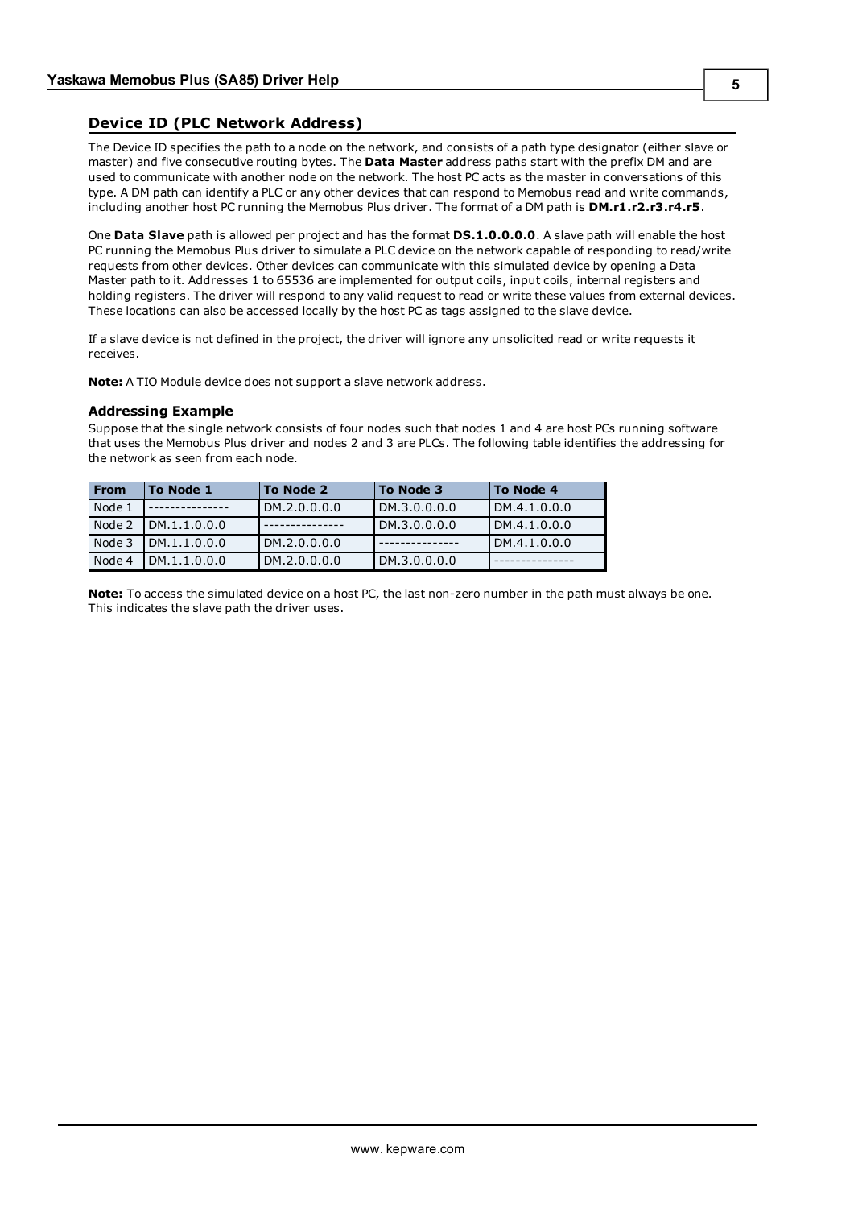## Device ID (PLC Network Address)

The Device ID specifies the path to a node on the network, and consists of a path type designator (either slave or master) and five consecutive routing bytes. The **Data Master** address paths start with the prefix DM and are used to communicate with another node on the network. The host PC acts as the master in conversations of this type. A DM path can identify a PLC or any other devices that can respond to Memobus read and write commands, including another host PC running the Memobus Plus driver. The format of a DM path is **DM.r1.r2.r3.r4.r5**.

One **Data Slave** path is allowed per project and has the format **DS.1.0.0.0.0**. A slave path will enable the host PC running the Memobus Plus driver to simulate a PLC device on the network capable of responding to read/write requests from other devices. Other devices can communicate with this simulated device by opening a Data Master path to it. Addresses 1 to 65536 are implemented for output coils, input coils, internal registers and holding registers. The driver will respond to any valid request to read or write these values from external devices. These locations can also be accessed locally by the host PC as tags assigned to the slave device.

If a slave device is not defined in the project, the driver will ignore any unsolicited read or write requests it receives.

**Note:** A TIO Module device does not support a slave network address.

### Addressing Example

Suppose that the single network consists of four nodes such that nodes 1 and 4 are host PCs running software that uses the Memobus Plus driver and nodes 2 and 3 are PLCs. The following table identifies the addressing for the network as seen from each node.

| From | To Node 1 | To Node 2 | To Node 3 | To Node 4 |
|---|---|---|---|---|
| Node 1 | --------------- | DM.2.0.0.0.0 | DM.3.0.0.0.0 | DM.4.1.0.0.0 |
| Node 2 | DM.1.1.0.0.0 | --------------- | DM.3.0.0.0.0 | DM.4.1.0.0.0 |
| Node 3 | DM.1.1.0.0.0 | DM.2.0.0.0.0 | --------------- | DM.4.1.0.0.0 |
| Node 4 | DM.1.1.0.0.0 | DM.2.0.0.0.0 | DM.3.0.0.0.0 | --------------- |

**Note:** To access the simulated device on a host PC, the last non-zero number in the path must always be one. This indicates the slave path the driver uses.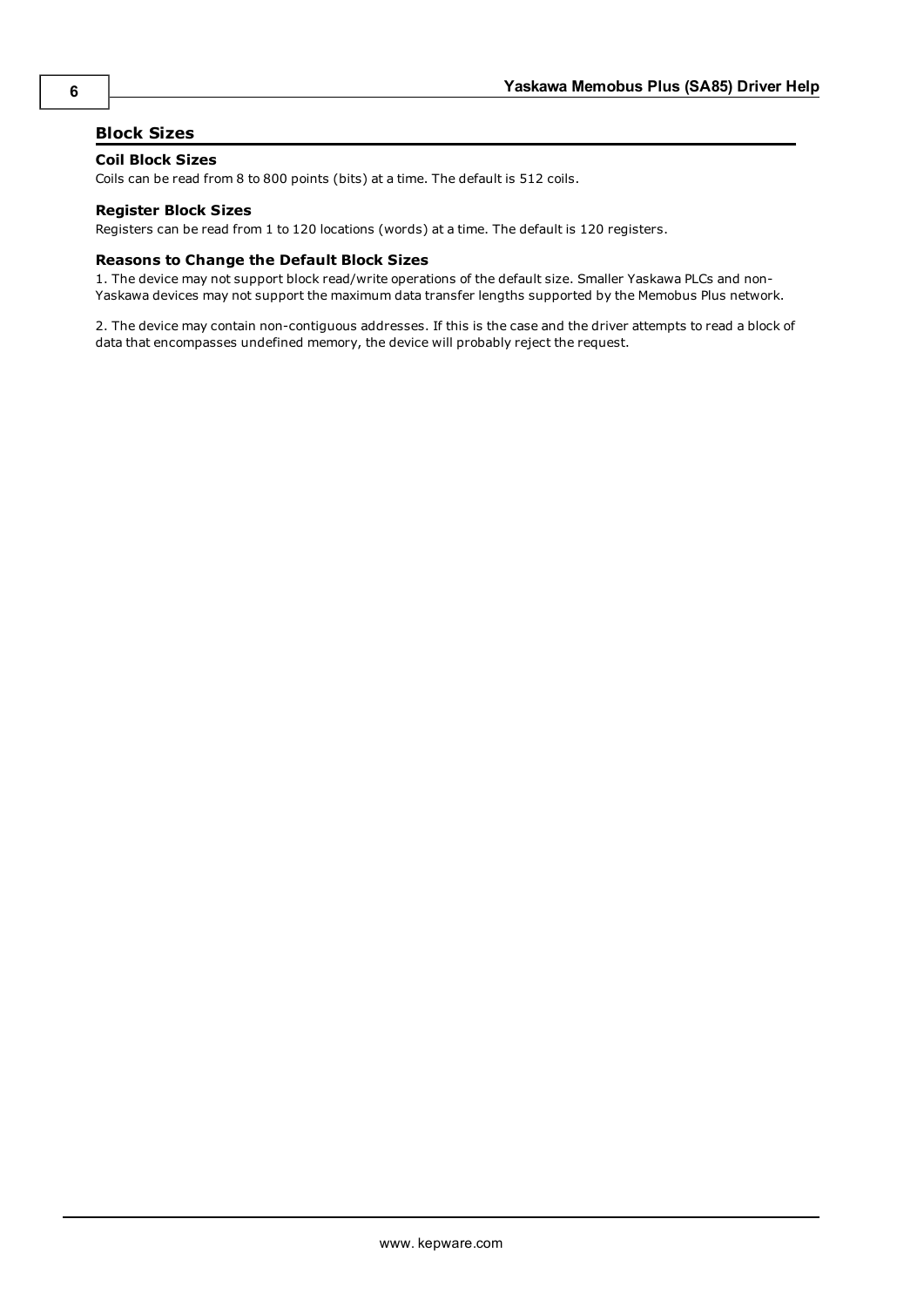## Block Sizes

### Coil Block Sizes

Coils can be read from 8 to 800 points (bits) at a time. The default is 512 coils.

### Register Block Sizes

Registers can be read from 1 to 120 locations (words) at a time. The default is 120 registers.

### Reasons to Change the Default Block Sizes

1. The device may not support block read/write operations of the default size. Smaller Yaskawa PLCs and non-Yaskawa devices may not support the maximum data transfer lengths supported by the Memobus Plus network.

2. The device may contain non-contiguous addresses. If this is the case and the driver attempts to read a block of data that encompasses undefined memory, the device will probably reject the request.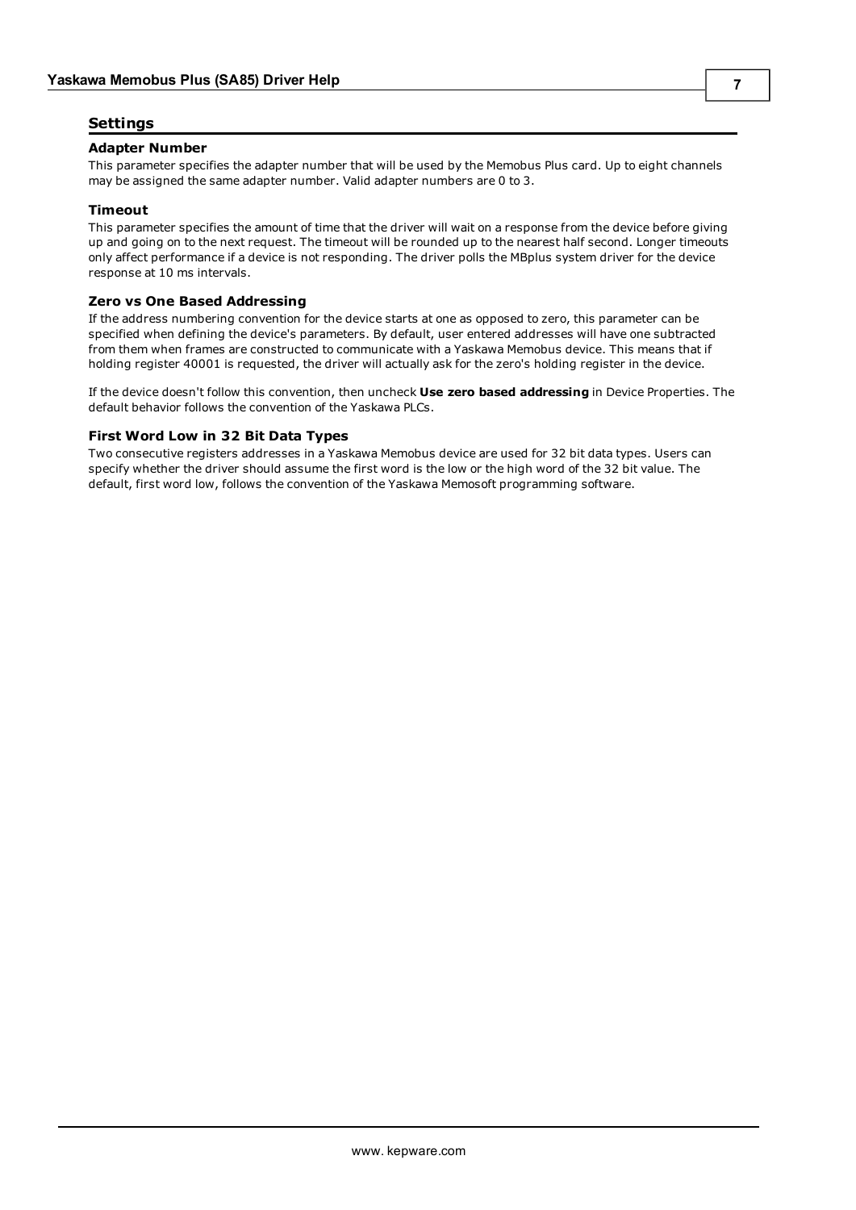## Settings

### Adapter Number

This parameter specifies the adapter number that will be used by the Memobus Plus card. Up to eight channels may be assigned the same adapter number. Valid adapter numbers are 0 to 3.

### Timeout

This parameter specifies the amount of time that the driver will wait on a response from the device before giving up and going on to the next request. The timeout will be rounded up to the nearest half second. Longer timeouts only affect performance if a device is not responding. The driver polls the MBplus system driver for the device response at 10 ms intervals.

### Zero vs One Based Addressing

If the address numbering convention for the device starts at one as opposed to zero, this parameter can be specified when defining the device's parameters. By default, user entered addresses will have one subtracted from them when frames are constructed to communicate with a Yaskawa Memobus device. This means that if holding register 40001 is requested, the driver will actually ask for the zero's holding register in the device.

If the device doesn't follow this convention, then uncheck **Use zero based addressing** in Device Properties. The default behavior follows the convention of the Yaskawa PLCs.

### First Word Low in 32 Bit Data Types

Two consecutive registers addresses in a Yaskawa Memobus device are used for 32 bit data types. Users can specify whether the driver should assume the first word is the low or the high word of the 32 bit value. The default, first word low, follows the convention of the Yaskawa Memosoft programming software.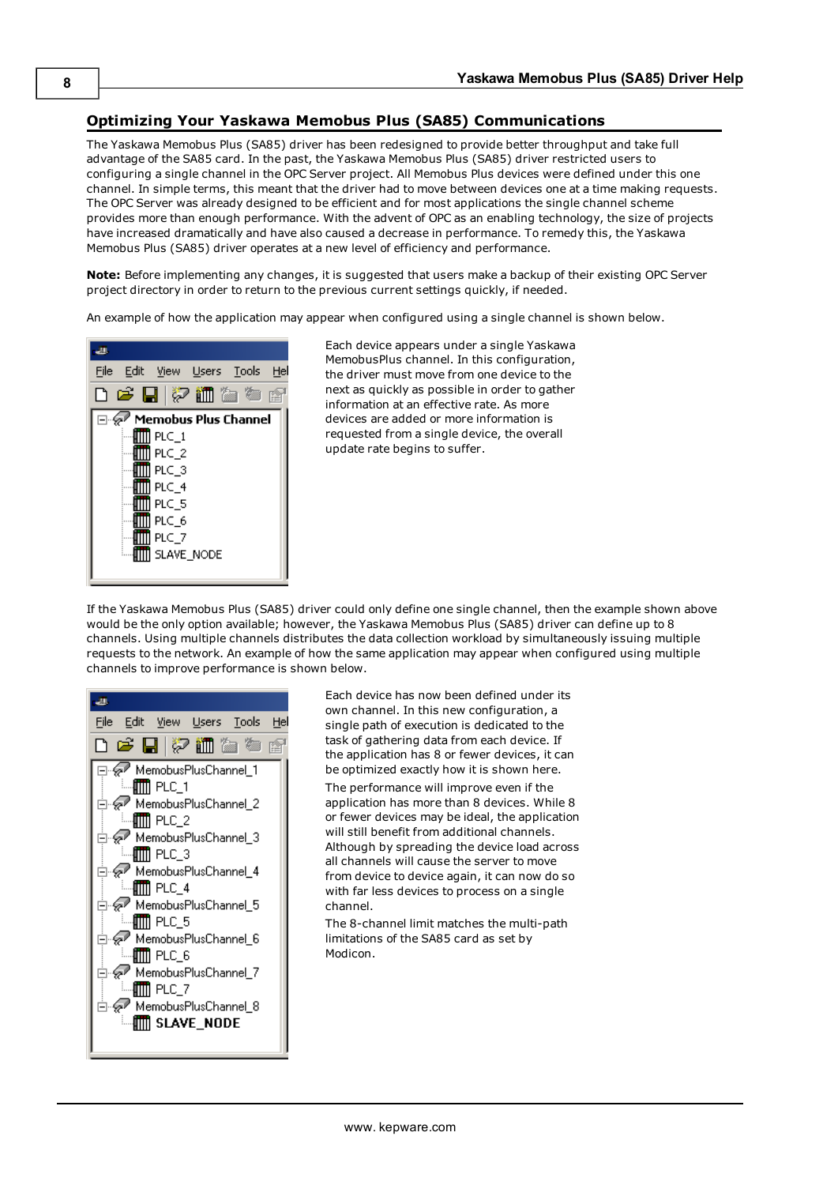## Optimizing Your Yaskawa Memobus Plus (SA85) Communications

The Yaskawa Memobus Plus (SA85) driver has been redesigned to provide better throughput and take full advantage of the SA85 card. In the past, the Yaskawa Memobus Plus (SA85) driver restricted users to configuring a single channel in the OPC Server project. All Memobus Plus devices were defined under this one channel. In simple terms, this meant that the driver had to move between devices one at a time making requests. The OPC Server was already designed to be efficient and for most applications the single channel scheme provides more than enough performance. With the advent of OPC as an enabling technology, the size of projects have increased dramatically and have also caused a decrease in performance. To remedy this, the Yaskawa Memobus Plus (SA85) driver operates at a new level of efficiency and performance.

**Note:** Before implementing any changes, it is suggested that users make a backup of their existing OPC Server project directory in order to return to the previous current settings quickly, if needed.

An example of how the application may appear when configured using a single channel is shown below.

Each device appears under a single Yaskawa MemobusPlus channel. In this configuration, the driver must move from one device to the next as quickly as possible in order to gather information at an effective rate. As more devices are added or more information is requested from a single device, the overall update rate begins to suffer.

If the Yaskawa Memobus Plus (SA85) driver could only define one single channel, then the example shown above would be the only option available; however, the Yaskawa Memobus Plus (SA85) driver can define up to 8 channels. Using multiple channels distributes the data collection workload by simultaneously issuing multiple requests to the network. An example of how the same application may appear when configured using multiple channels to improve performance is shown below.

Each device has now been defined under its own channel. In this new configuration, a single path of execution is dedicated to the task of gathering data from each device. If the application has 8 or fewer devices, it can be optimized exactly how it is shown here.

The performance will improve even if the application has more than 8 devices. While 8 or fewer devices may be ideal, the application will still benefit from additional channels. Although by spreading the device load across all channels will cause the server to move from device to device again, it can now do so with far less devices to process on a single channel.

The 8-channel limit matches the multi-path limitations of the SA85 card as set by Modicon.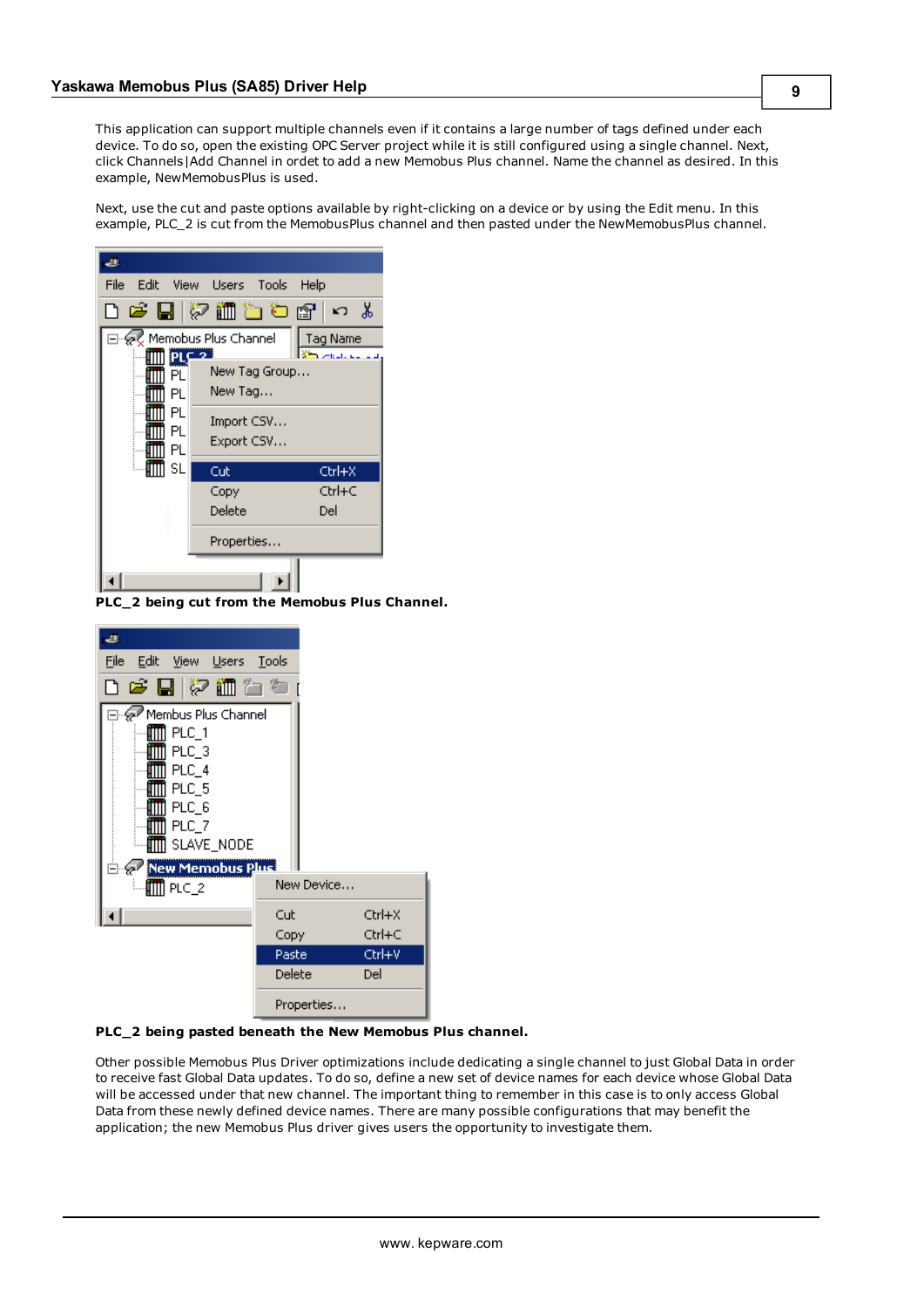This application can support multiple channels even if it contains a large number of tags defined under each device. To do so, open the existing OPC Server project while it is still configured using a single channel. Next, click Channels|Add Channel in ordet to add a new Memobus Plus channel. Name the channel as desired. In this example, NewMemobusPlus is used.

Next, use the cut and paste options available by right-clicking on a device or by using the Edit menu. In this example, PLC_2 is cut from the MemobusPlus channel and then pasted under the NewMemobusPlus channel.

**PLC_2 being cut from the Memobus Plus Channel.**

**PLC_2 being pasted beneath the New Memobus Plus channel.**

Other possible Memobus Plus Driver optimizations include dedicating a single channel to just Global Data in order to receive fast Global Data updates. To do so, define a new set of device names for each device whose Global Data will be accessed under that new channel. The important thing to remember in this case is to only access Global Data from these newly defined device names. There are many possible configurations that may benefit the application; the new Memobus Plus driver gives users the opportunity to investigate them.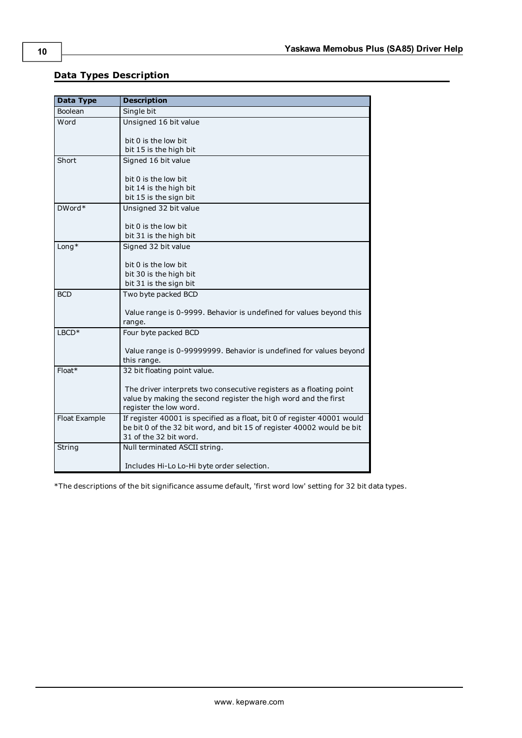## Data Types Description

| Data Type | Description |
|---|---|
| Boolean | Single bit |
| Word | Unsigned 16 bit value<br><br>bit 0 is the low bit<br>bit 15 is the high bit |
| Short | Signed 16 bit value<br><br>bit 0 is the low bit<br>bit 14 is the high bit<br>bit 15 is the sign bit |
| DWord* | Unsigned 32 bit value<br><br>bit 0 is the low bit<br>bit 31 is the high bit |
| Long* | Signed 32 bit value<br><br>bit 0 is the low bit<br>bit 30 is the high bit<br>bit 31 is the sign bit |
| BCD | Two byte packed BCD<br><br>Value range is 0-9999. Behavior is undefined for values beyond this range. |
| LBCD* | Four byte packed BCD<br><br>Value range is 0-99999999. Behavior is undefined for values beyond this range. |
| Float* | 32 bit floating point value.<br><br>The driver interprets two consecutive registers as a floating point value by making the second register the high word and the first register the low word. |
| Float Example | If register 40001 is specified as a float, bit 0 of register 40001 would be bit 0 of the 32 bit word, and bit 15 of register 40002 would be bit 31 of the 32 bit word. |
| String | Null terminated ASCII string.<br><br>Includes Hi-Lo Lo-Hi byte order selection. |

*The descriptions of the bit significance assume default, 'first word low' setting for 32 bit data types.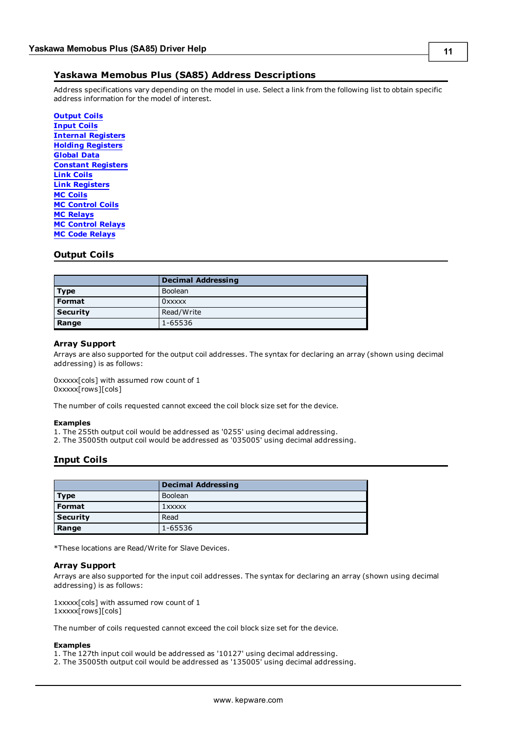## Yaskawa Memobus Plus (SA85) Address Descriptions

Address specifications vary depending on the model in use. Select a link from the following list to obtain specific address information for the model of interest.

**Output Coils**
**Input Coils**
**Internal Registers**
**Holding Registers**
**Global Data**
**Constant Registers**
**Link Coils**
**Link Registers**
**MC Coils**
**MC Control Coils**
**MC Relays**
**MC Control Relays**
**MC Code Relays**

### Output Coils

| | Decimal Addressing |
|---|---|
| **Type** | Boolean |
| **Format** | 0xxxxx |
| **Security** | Read/Write |
| **Range** | 1-65536 |

#### Array Support

Arrays are also supported for the output coil addresses. The syntax for declaring an array (shown using decimal addressing) is as follows:

0xxxxx[cols] with assumed row count of 1
0xxxxx[rows][cols]

The number of coils requested cannot exceed the coil block size set for the device.

**Examples**
1. The 255th output coil would be addressed as '0255' using decimal addressing.
2. The 35005th output coil would be addressed as '035005' using decimal addressing.

### Input Coils

| | Decimal Addressing |
|---|---|
| **Type** | Boolean |
| **Format** | 1xxxxx |
| **Security** | Read |
| **Range** | 1-65536 |

*These locations are Read/Write for Slave Devices.

#### Array Support

Arrays are also supported for the input coil addresses. The syntax for declaring an array (shown using decimal addressing) is as follows:

1xxxxx[cols] with assumed row count of 1
1xxxxx[rows][cols]

The number of coils requested cannot exceed the coil block size set for the device.

**Examples**
1. The 127th input coil would be addressed as '10127' using decimal addressing.
2. The 35005th output coil would be addressed as '135005' using decimal addressing.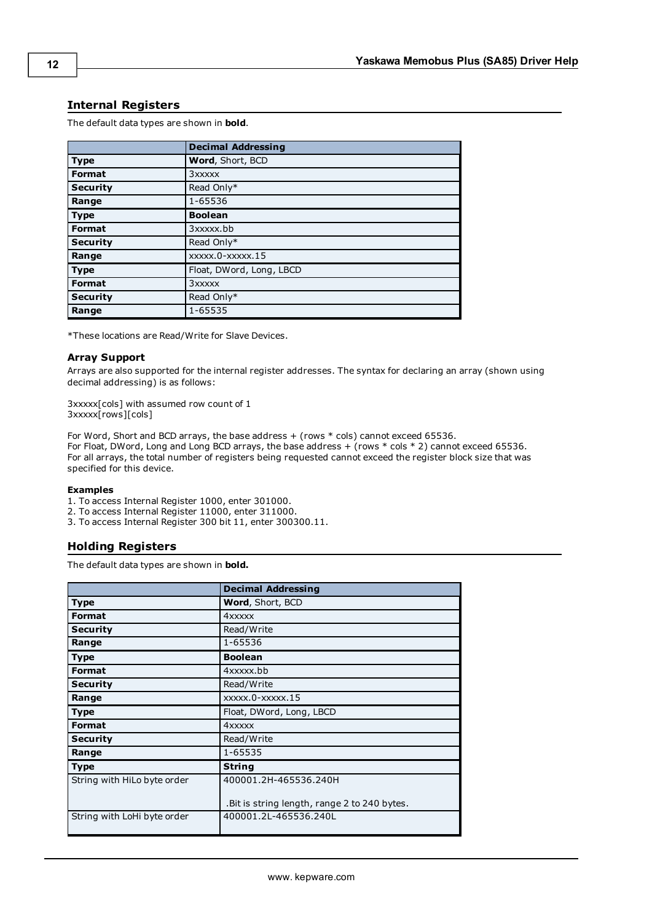## Internal Registers

The default data types are shown in **bold**.

| | Decimal Addressing |
|---|---|
| **Type** | **Word**, Short, BCD |
| **Format** | 3xxxxx |
| **Security** | Read Only* |
| **Range** | 1-65536 |
| **Type** | **Boolean** |
| **Format** | 3xxxxx.bb |
| **Security** | Read Only* |
| **Range** | xxxxx.0-xxxxx.15 |
| **Type** | Float, DWord, Long, LBCD |
| **Format** | 3xxxxx |
| **Security** | Read Only* |
| **Range** | 1-65535 |

*These locations are Read/Write for Slave Devices.

### Array Support

Arrays are also supported for the internal register addresses. The syntax for declaring an array (shown using decimal addressing) is as follows:

3xxxxx[cols] with assumed row count of 1
3xxxxx[rows][cols]

For Word, Short and BCD arrays, the base address + (rows * cols) cannot exceed 65536.
For Float, DWord, Long and Long BCD arrays, the base address + (rows * cols * 2) cannot exceed 65536.
For all arrays, the total number of registers being requested cannot exceed the register block size that was specified for this device.

#### Examples

1. To access Internal Register 1000, enter 301000.
2. To access Internal Register 11000, enter 311000.
3. To access Internal Register 300 bit 11, enter 300300.11.

## Holding Registers

The default data types are shown in **bold.**

| | Decimal Addressing |
|---|---|
| **Type** | **Word**, Short, BCD |
| **Format** | 4xxxxx |
| **Security** | Read/Write |
| **Range** | 1-65536 |
| **Type** | **Boolean** |
| **Format** | 4xxxxx.bb |
| **Security** | Read/Write |
| **Range** | xxxxx.0-xxxxx.15 |
| **Type** | Float, DWord, Long, LBCD |
| **Format** | 4xxxxx |
| **Security** | Read/Write |
| **Range** | 1-65535 |
| **Type** | **String** |
| String with HiLo byte order | 400001.2H-465536.240H<br><br>.Bit is string length, range 2 to 240 bytes. |
| String with LoHi byte order | 400001.2L-465536.240L |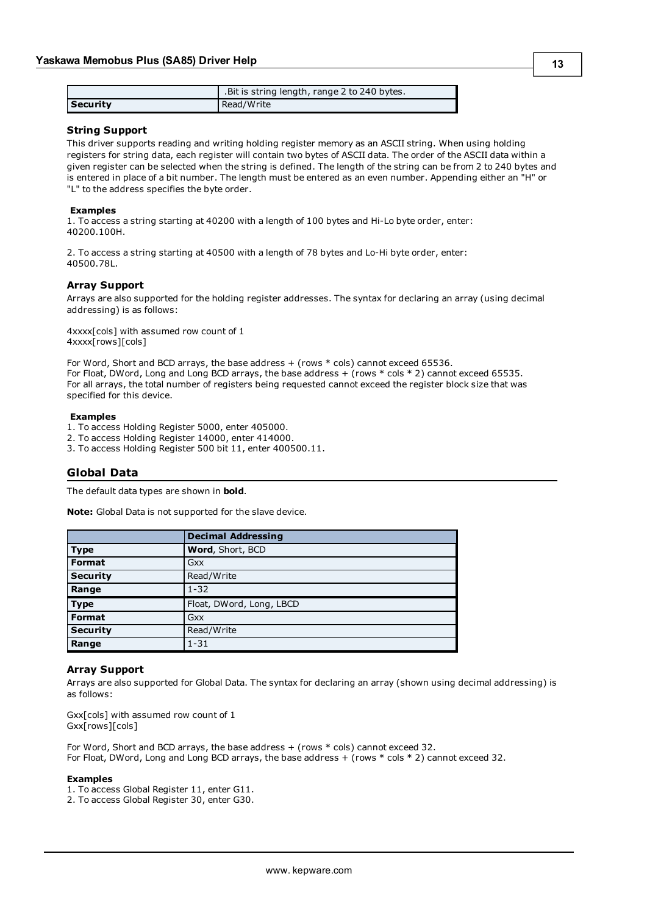| | .Bit is string length, range 2 to 240 bytes. |
|---|---|
| **Security** | Read/Write |

### String Support

This driver supports reading and writing holding register memory as an ASCII string. When using holding registers for string data, each register will contain two bytes of ASCII data. The order of the ASCII data within a given register can be selected when the string is defined. The length of the string can be from 2 to 240 bytes and is entered in place of a bit number. The length must be entered as an even number. Appending either an "H" or "L" to the address specifies the byte order.

**Examples**

1. To access a string starting at 40200 with a length of 100 bytes and Hi-Lo byte order, enter: 40200.100H.

2. To access a string starting at 40500 with a length of 78 bytes and Lo-Hi byte order, enter: 40500.78L.

### Array Support

Arrays are also supported for the holding register addresses. The syntax for declaring an array (using decimal addressing) is as follows:

4xxxx[cols] with assumed row count of 1
4xxxx[rows][cols]

For Word, Short and BCD arrays, the base address + (rows * cols) cannot exceed 65536.
For Float, DWord, Long and Long BCD arrays, the base address + (rows * cols * 2) cannot exceed 65535.
For all arrays, the total number of registers being requested cannot exceed the register block size that was specified for this device.

**Examples**

1. To access Holding Register 5000, enter 405000.
2. To access Holding Register 14000, enter 414000.
3. To access Holding Register 500 bit 11, enter 400500.11.

## Global Data

The default data types are shown in **bold**.

**Note:** Global Data is not supported for the slave device.

| | Decimal Addressing |
|---|---|
| **Type** | **Word**, Short, BCD |
| **Format** | Gxx |
| **Security** | Read/Write |
| **Range** | 1-32 |
| **Type** | Float, DWord, Long, LBCD |
| **Format** | Gxx |
| **Security** | Read/Write |
| **Range** | 1-31 |

### Array Support

Arrays are also supported for Global Data. The syntax for declaring an array (shown using decimal addressing) is as follows:

Gxx[cols] with assumed row count of 1
Gxx[rows][cols]

For Word, Short and BCD arrays, the base address + (rows * cols) cannot exceed 32.
For Float, DWord, Long and Long BCD arrays, the base address + (rows * cols * 2) cannot exceed 32.

**Examples**

1. To access Global Register 11, enter G11.
2. To access Global Register 30, enter G30.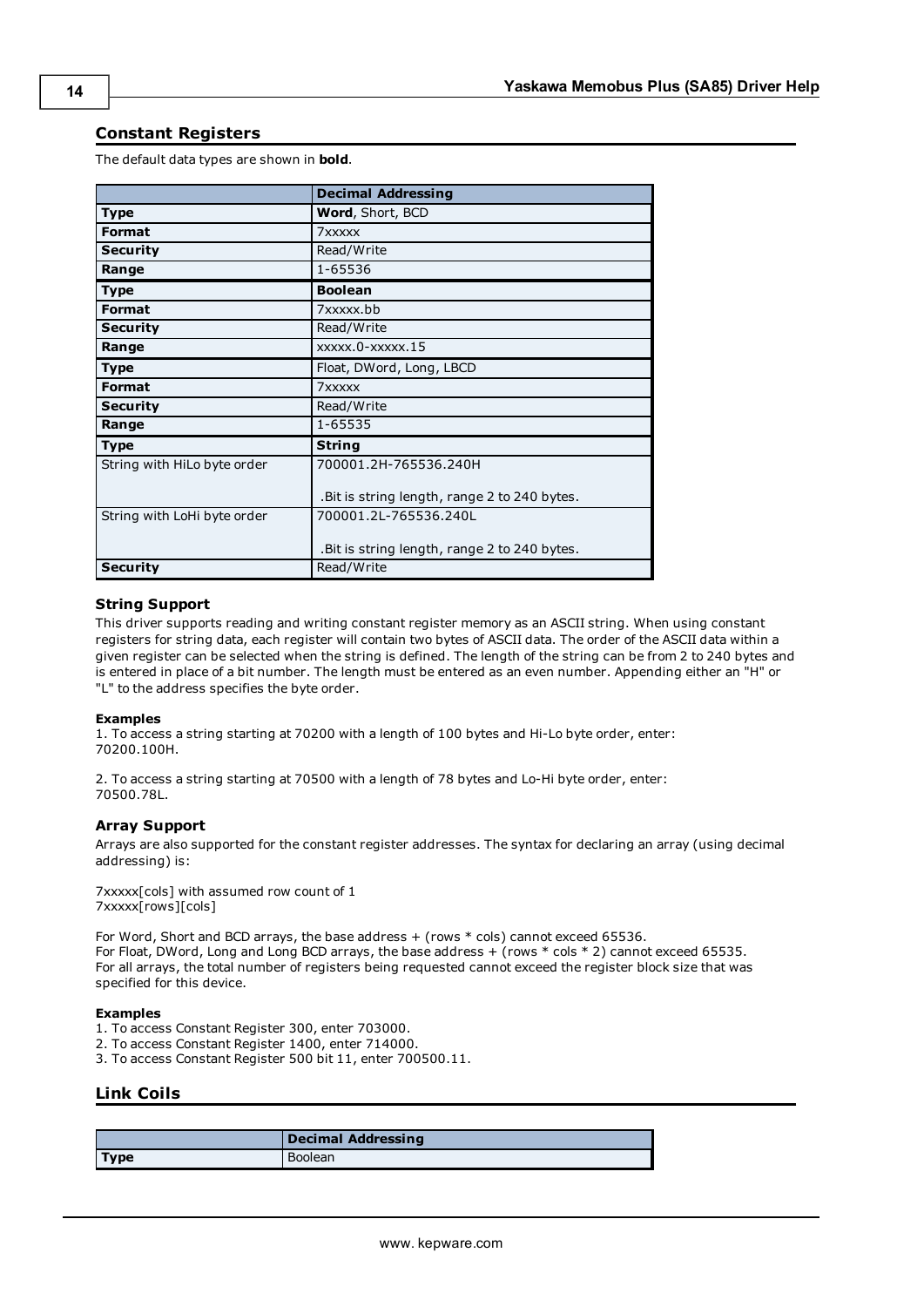## Constant Registers

The default data types are shown in **bold**.

| | Decimal Addressing |
|---|---|
| **Type** | **Word**, Short, BCD |
| **Format** | 7xxxxx |
| **Security** | Read/Write |
| **Range** | 1-65536 |
| **Type** | **Boolean** |
| **Format** | 7xxxxx.bb |
| **Security** | Read/Write |
| **Range** | xxxxx.0-xxxxx.15 |
| **Type** | Float, DWord, Long, LBCD |
| **Format** | 7xxxxx |
| **Security** | Read/Write |
| **Range** | 1-65535 |
| **Type** | **String** |
| String with HiLo byte order | 700001.2H-765536.240H<br><br>.Bit is string length, range 2 to 240 bytes. |
| String with LoHi byte order | 700001.2L-765536.240L<br><br>.Bit is string length, range 2 to 240 bytes. |
| **Security** | Read/Write |

### String Support

This driver supports reading and writing constant register memory as an ASCII string. When using constant registers for string data, each register will contain two bytes of ASCII data. The order of the ASCII data within a given register can be selected when the string is defined. The length of the string can be from 2 to 240 bytes and is entered in place of a bit number. The length must be entered as an even number. Appending either an "H" or "L" to the address specifies the byte order.

**Examples**

1. To access a string starting at 70200 with a length of 100 bytes and Hi-Lo byte order, enter: 70200.100H.

2. To access a string starting at 70500 with a length of 78 bytes and Lo-Hi byte order, enter: 70500.78L.

### Array Support

Arrays are also supported for the constant register addresses. The syntax for declaring an array (using decimal addressing) is:

7xxxxx[cols] with assumed row count of 1
7xxxxx[rows][cols]

For Word, Short and BCD arrays, the base address + (rows * cols) cannot exceed 65536.
For Float, DWord, Long and Long BCD arrays, the base address + (rows * cols * 2) cannot exceed 65535.
For all arrays, the total number of registers being requested cannot exceed the register block size that was specified for this device.

**Examples**

1. To access Constant Register 300, enter 703000.
2. To access Constant Register 1400, enter 714000.
3. To access Constant Register 500 bit 11, enter 700500.11.

## Link Coils

| | Decimal Addressing |
|---|---|
| **Type** | Boolean |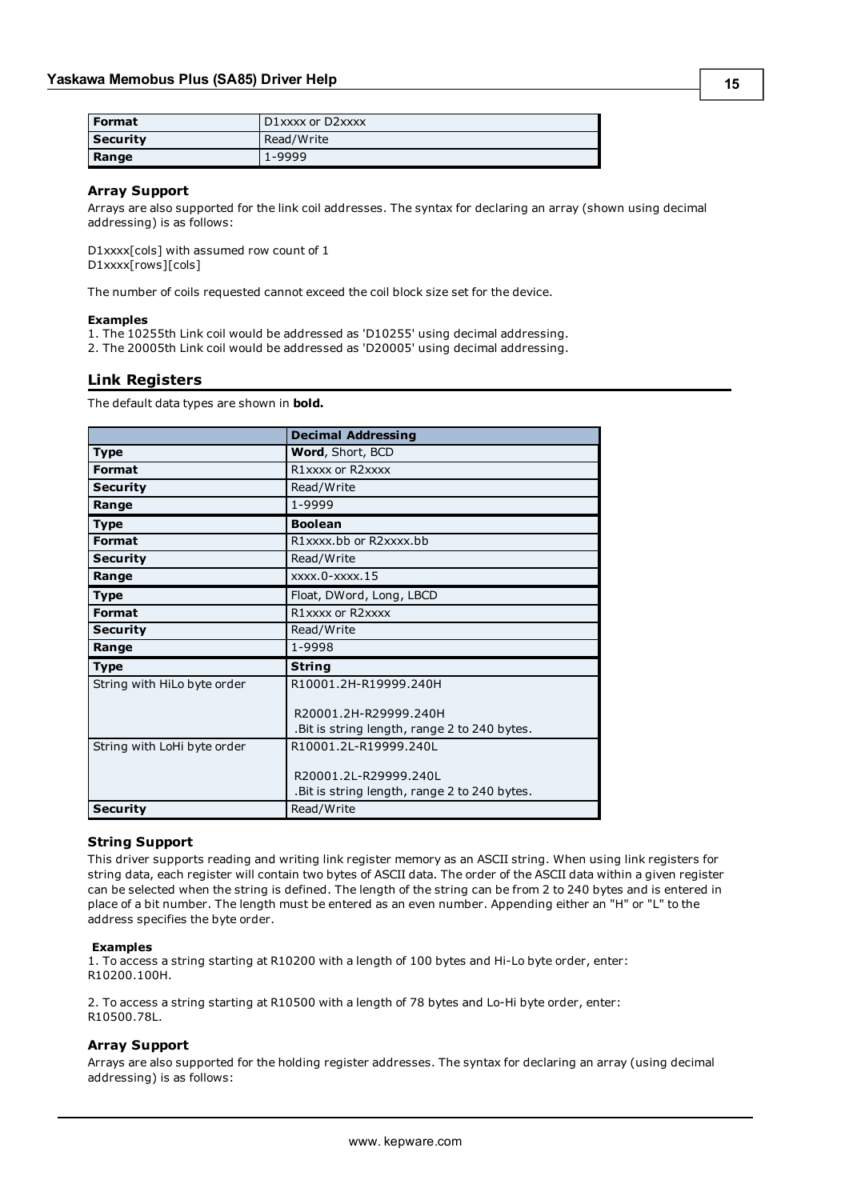| Format | D1xxxx or D2xxxx |
|---|---|
| Security | Read/Write |
| Range | 1-9999 |

### Array Support

Arrays are also supported for the link coil addresses. The syntax for declaring an array (shown using decimal addressing) is as follows:

D1xxxx[cols] with assumed row count of 1
D1xxxx[rows][cols]

The number of coils requested cannot exceed the coil block size set for the device.

**Examples**
1. The 10255th Link coil would be addressed as 'D10255' using decimal addressing.
2. The 20005th Link coil would be addressed as 'D20005' using decimal addressing.

## Link Registers

The default data types are shown in **bold.**

| | Decimal Addressing |
|---|---|
| **Type** | **Word**, Short, BCD |
| **Format** | R1xxxx or R2xxxx |
| **Security** | Read/Write |
| **Range** | 1-9999 |
| **Type** | **Boolean** |
| **Format** | R1xxxx.bb or R2xxxx.bb |
| **Security** | Read/Write |
| **Range** | xxxx.0-xxxx.15 |
| **Type** | Float, DWord, Long, LBCD |
| **Format** | R1xxxx or R2xxxx |
| **Security** | Read/Write |
| **Range** | 1-9998 |
| **Type** | **String** |
| String with HiLo byte order | R10001.2H-R19999.240H<br><br>R20001.2H-R29999.240H<br>.Bit is string length, range 2 to 240 bytes. |
| String with LoHi byte order | R10001.2L-R19999.240L<br><br>R20001.2L-R29999.240L<br>.Bit is string length, range 2 to 240 bytes. |
| **Security** | Read/Write |

### String Support

This driver supports reading and writing link register memory as an ASCII string. When using link registers for string data, each register will contain two bytes of ASCII data. The order of the ASCII data within a given register can be selected when the string is defined. The length of the string can be from 2 to 240 bytes and is entered in place of a bit number. The length must be entered as an even number. Appending either an "H" or "L" to the address specifies the byte order.

**Examples**
1. To access a string starting at R10200 with a length of 100 bytes and Hi-Lo byte order, enter: R10200.100H.

2. To access a string starting at R10500 with a length of 78 bytes and Lo-Hi byte order, enter: R10500.78L.

### Array Support

Arrays are also supported for the holding register addresses. The syntax for declaring an array (using decimal addressing) is as follows: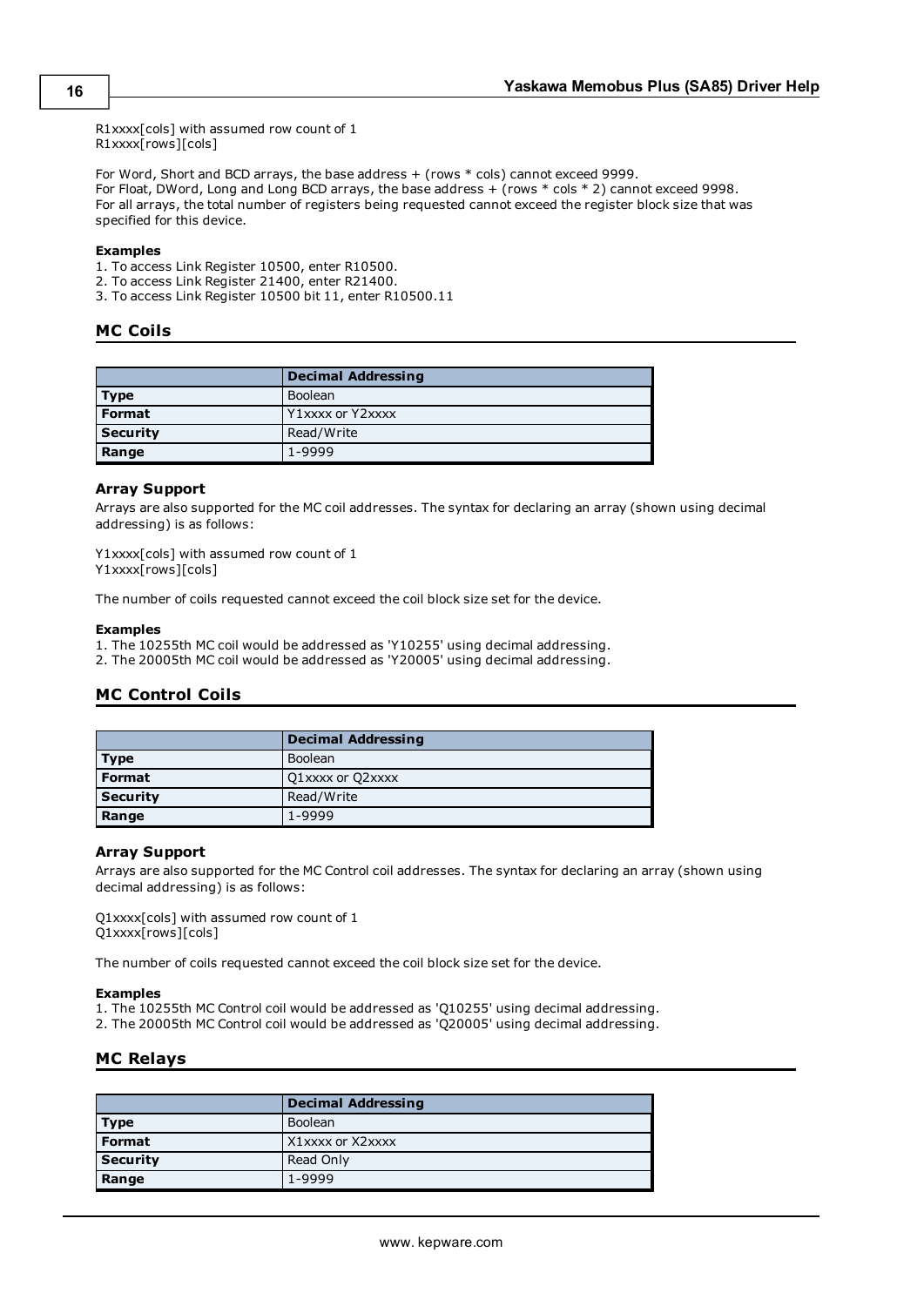R1xxxx[cols] with assumed row count of 1
R1xxxx[rows][cols]

For Word, Short and BCD arrays, the base address + (rows * cols) cannot exceed 9999.
For Float, DWord, Long and Long BCD arrays, the base address + (rows * cols * 2) cannot exceed 9998.
For all arrays, the total number of registers being requested cannot exceed the register block size that was specified for this device.

**Examples**

1. To access Link Register 10500, enter R10500.
2. To access Link Register 21400, enter R21400.
3. To access Link Register 10500 bit 11, enter R10500.11

## MC Coils

| | Decimal Addressing |
|---|---|
| **Type** | Boolean |
| **Format** | Y1xxxx or Y2xxxx |
| **Security** | Read/Write |
| **Range** | 1-9999 |

### Array Support

Arrays are also supported for the MC coil addresses. The syntax for declaring an array (shown using decimal addressing) is as follows:

Y1xxxx[cols] with assumed row count of 1
Y1xxxx[rows][cols]

The number of coils requested cannot exceed the coil block size set for the device.

**Examples**

1. The 10255th MC coil would be addressed as 'Y10255' using decimal addressing.
2. The 20005th MC coil would be addressed as 'Y20005' using decimal addressing.

## MC Control Coils

| | Decimal Addressing |
|---|---|
| **Type** | Boolean |
| **Format** | Q1xxxx or Q2xxxx |
| **Security** | Read/Write |
| **Range** | 1-9999 |

### Array Support

Arrays are also supported for the MC Control coil addresses. The syntax for declaring an array (shown using decimal addressing) is as follows:

Q1xxxx[cols] with assumed row count of 1
Q1xxxx[rows][cols]

The number of coils requested cannot exceed the coil block size set for the device.

**Examples**

1. The 10255th MC Control coil would be addressed as 'Q10255' using decimal addressing.
2. The 20005th MC Control coil would be addressed as 'Q20005' using decimal addressing.

## MC Relays

| | Decimal Addressing |
|---|---|
| **Type** | Boolean |
| **Format** | X1xxxx or X2xxxx |
| **Security** | Read Only |
| **Range** | 1-9999 |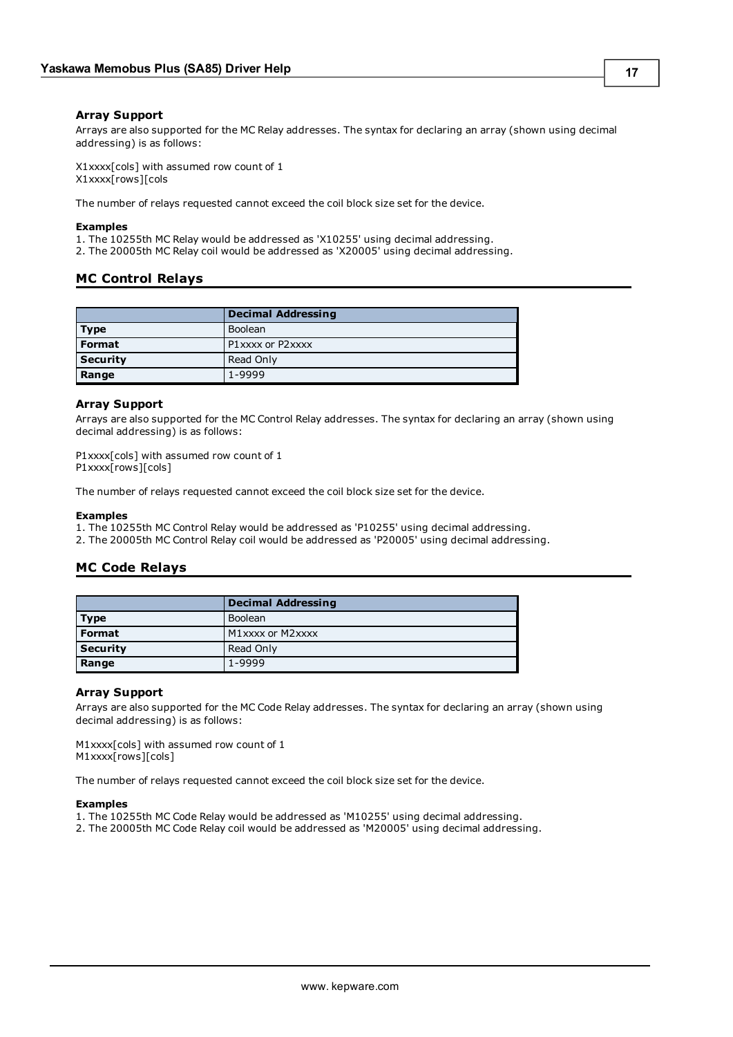#### Array Support

Arrays are also supported for the MC Relay addresses. The syntax for declaring an array (shown using decimal addressing) is as follows:

X1xxxx[cols] with assumed row count of 1
X1xxxx[rows][cols

The number of relays requested cannot exceed the coil block size set for the device.

**Examples**

1. The 10255th MC Relay would be addressed as 'X10255' using decimal addressing.
2. The 20005th MC Relay coil would be addressed as 'X20005' using decimal addressing.

### MC Control Relays

| | Decimal Addressing |
|---|---|
| **Type** | Boolean |
| **Format** | P1xxxx or P2xxxx |
| **Security** | Read Only |
| **Range** | 1-9999 |

#### Array Support

Arrays are also supported for the MC Control Relay addresses. The syntax for declaring an array (shown using decimal addressing) is as follows:

P1xxxx[cols] with assumed row count of 1
P1xxxx[rows][cols]

The number of relays requested cannot exceed the coil block size set for the device.

**Examples**

1. The 10255th MC Control Relay would be addressed as 'P10255' using decimal addressing.
2. The 20005th MC Control Relay coil would be addressed as 'P20005' using decimal addressing.

### MC Code Relays

| | Decimal Addressing |
|---|---|
| **Type** | Boolean |
| **Format** | M1xxxx or M2xxxx |
| **Security** | Read Only |
| **Range** | 1-9999 |

#### Array Support

Arrays are also supported for the MC Code Relay addresses. The syntax for declaring an array (shown using decimal addressing) is as follows:

M1xxxx[cols] with assumed row count of 1
M1xxxx[rows][cols]

The number of relays requested cannot exceed the coil block size set for the device.

**Examples**

1. The 10255th MC Code Relay would be addressed as 'M10255' using decimal addressing.
2. The 20005th MC Code Relay coil would be addressed as 'M20005' using decimal addressing.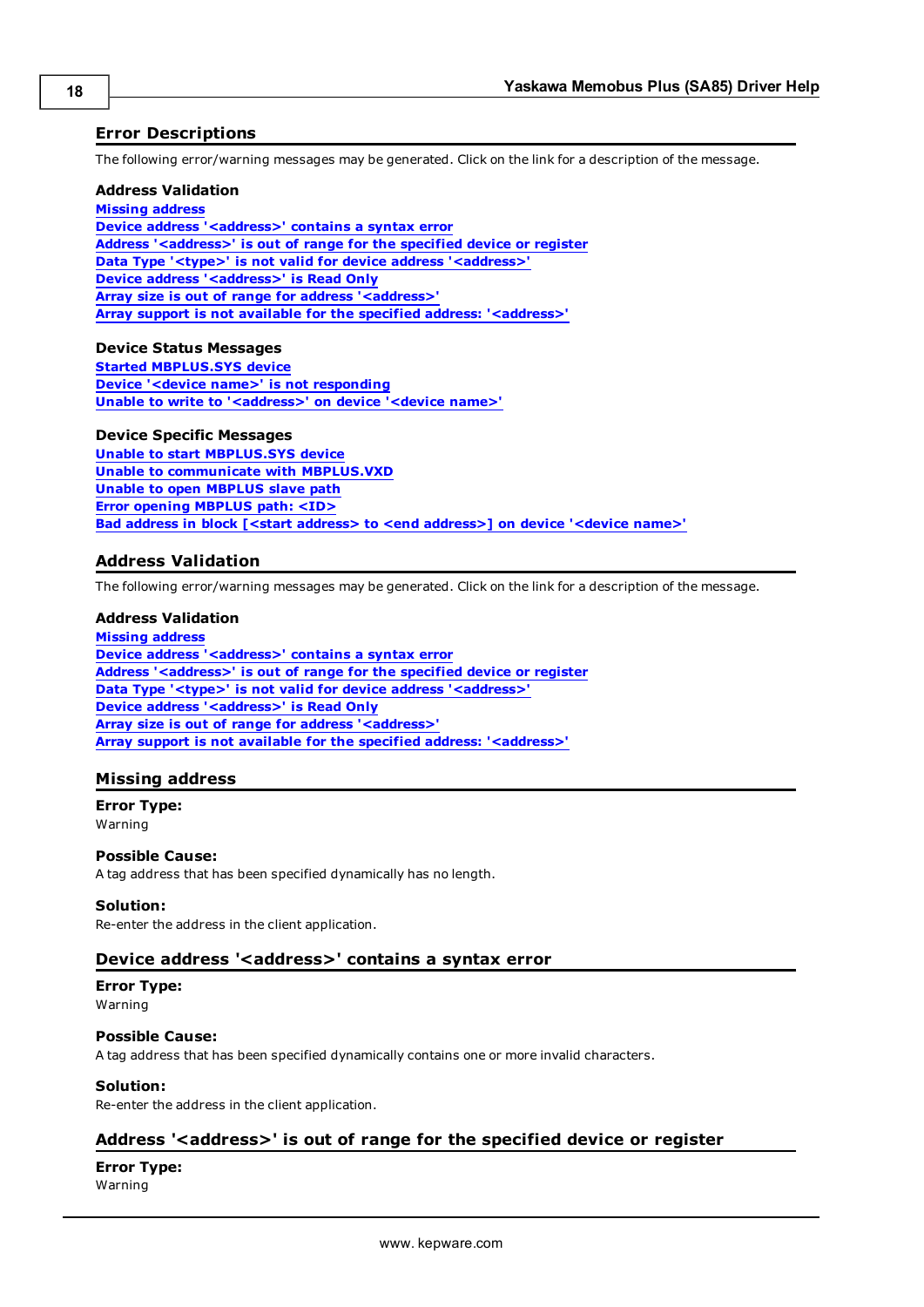## Error Descriptions

The following error/warning messages may be generated. Click on the link for a description of the message.

### Address Validation

Missing address
Device address '<address>' contains a syntax error
Address '<address>' is out of range for the specified device or register
Data Type '<type>' is not valid for device address '<address>'
Device address '<address>' is Read Only
Array size is out of range for address '<address>'
Array support is not available for the specified address: '<address>'

### Device Status Messages

Started MBPLUS.SYS device
Device '<device name>' is not responding
Unable to write to '<address>' on device '<device name>'

### Device Specific Messages

Unable to start MBPLUS.SYS device
Unable to communicate with MBPLUS.VXD
Unable to open MBPLUS slave path
Error opening MBPLUS path: <ID>
Bad address in block [<start address> to <end address>] on device '<device name>'

## Address Validation

The following error/warning messages may be generated. Click on the link for a description of the message.

### Address Validation

Missing address
Device address '<address>' contains a syntax error
Address '<address>' is out of range for the specified device or register
Data Type '<type>' is not valid for device address '<address>'
Device address '<address>' is Read Only
Array size is out of range for address '<address>'
Array support is not available for the specified address: '<address>'

## Missing address

**Error Type:**
Warning

**Possible Cause:**
A tag address that has been specified dynamically has no length.

**Solution:**
Re-enter the address in the client application.

## Device address '<address>' contains a syntax error

**Error Type:**
Warning

**Possible Cause:**
A tag address that has been specified dynamically contains one or more invalid characters.

**Solution:**
Re-enter the address in the client application.

## Address '<address>' is out of range for the specified device or register

**Error Type:**
Warning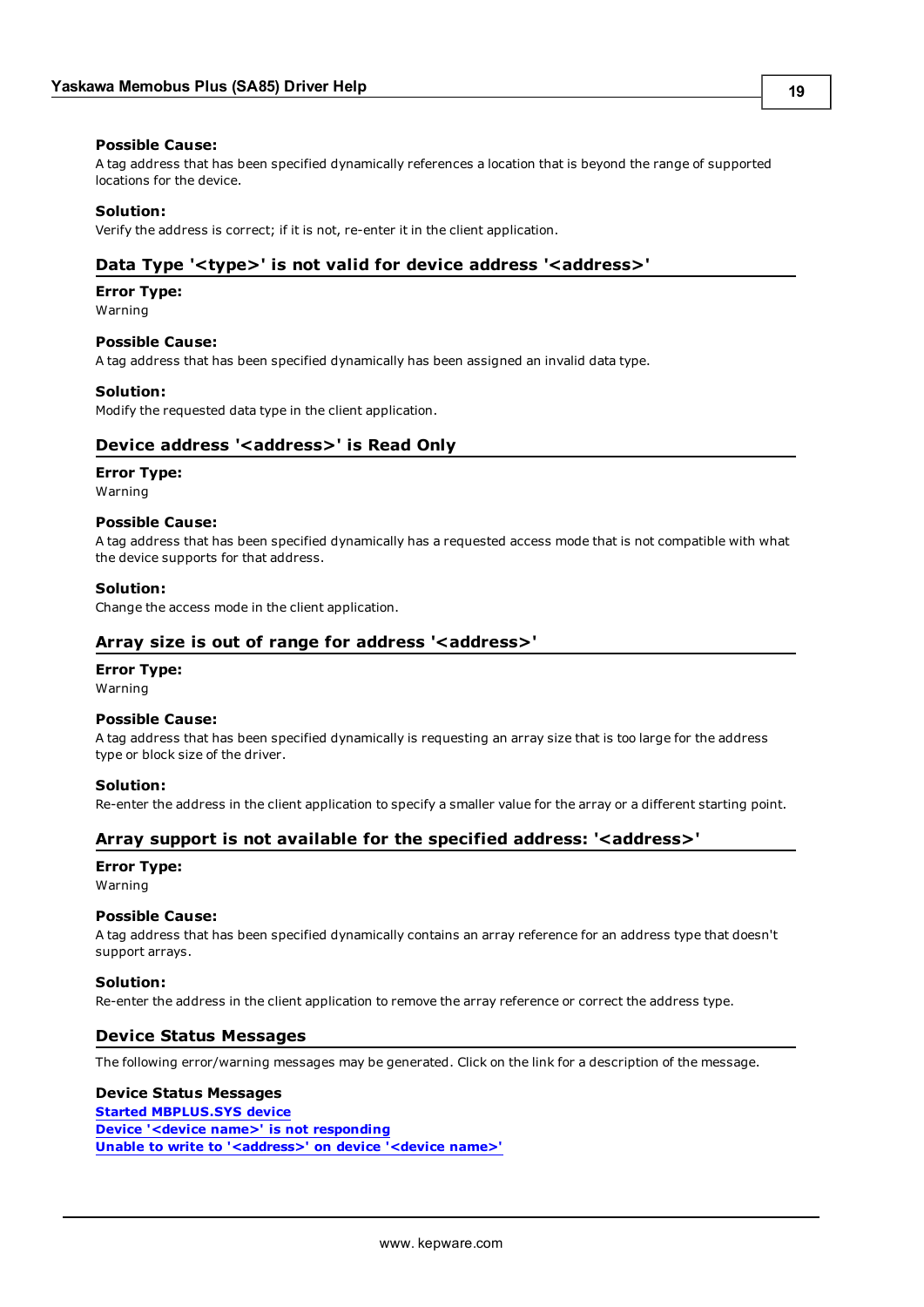**Possible Cause:**
A tag address that has been specified dynamically references a location that is beyond the range of supported locations for the device.

**Solution:**
Verify the address is correct; if it is not, re-enter it in the client application.

## Data Type '<type>' is not valid for device address '<address>'

**Error Type:**
Warning

**Possible Cause:**
A tag address that has been specified dynamically has been assigned an invalid data type.

**Solution:**
Modify the requested data type in the client application.

## Device address '<address>' is Read Only

**Error Type:**
Warning

**Possible Cause:**
A tag address that has been specified dynamically has a requested access mode that is not compatible with what the device supports for that address.

**Solution:**
Change the access mode in the client application.

## Array size is out of range for address '<address>'

**Error Type:**
Warning

**Possible Cause:**
A tag address that has been specified dynamically is requesting an array size that is too large for the address type or block size of the driver.

**Solution:**
Re-enter the address in the client application to specify a smaller value for the array or a different starting point.

## Array support is not available for the specified address: '<address>'

**Error Type:**
Warning

**Possible Cause:**
A tag address that has been specified dynamically contains an array reference for an address type that doesn't support arrays.

**Solution:**
Re-enter the address in the client application to remove the array reference or correct the address type.

## Device Status Messages

The following error/warning messages may be generated. Click on the link for a description of the message.

**Device Status Messages**
Started MBPLUS.SYS device
Device '<device name>' is not responding
Unable to write to '<address>' on device '<device name>'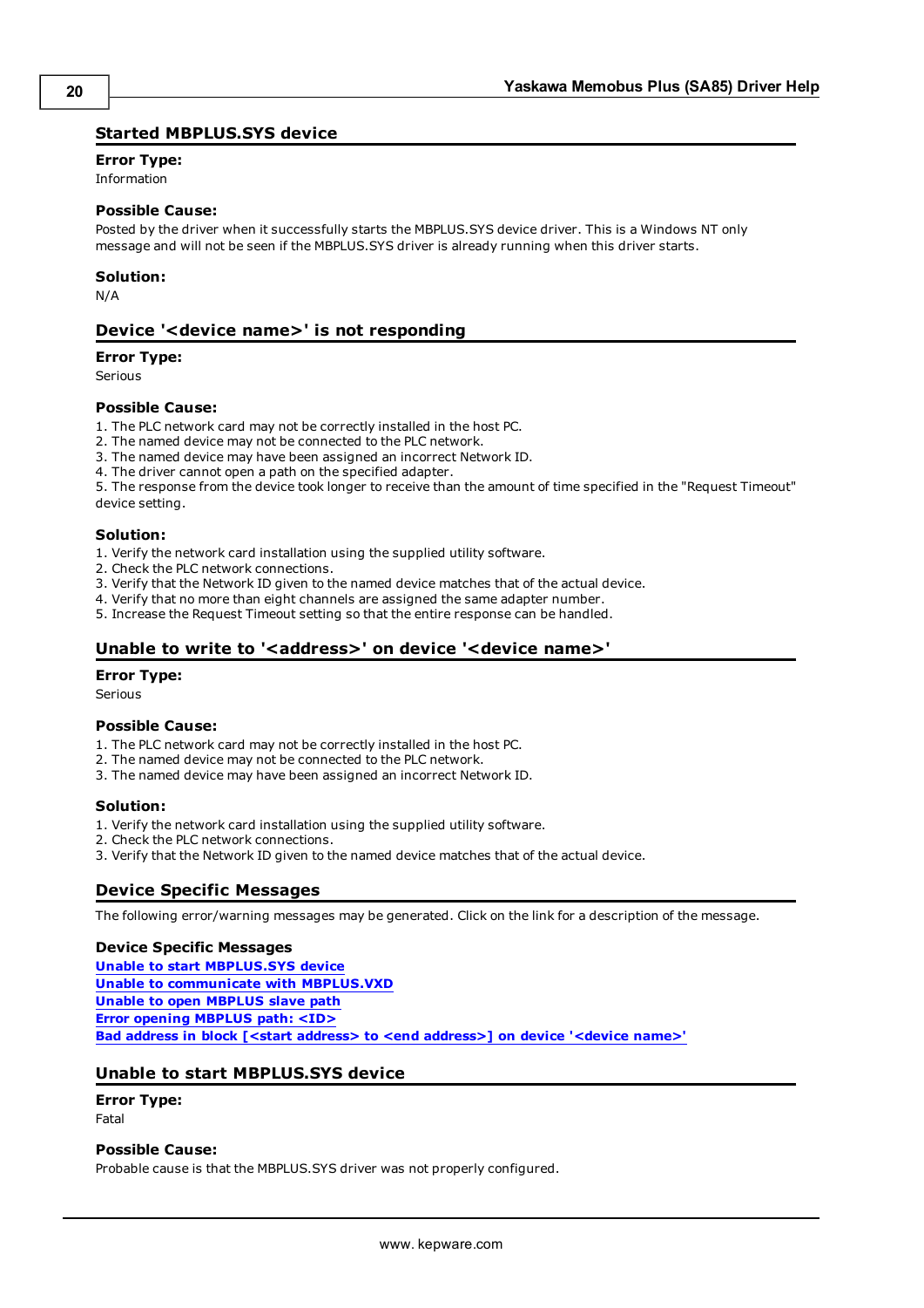## Started MBPLUS.SYS device

**Error Type:**
Information

**Possible Cause:**
Posted by the driver when it successfully starts the MBPLUS.SYS device driver. This is a Windows NT only message and will not be seen if the MBPLUS.SYS driver is already running when this driver starts.

**Solution:**
N/A

## Device '<device name>' is not responding

**Error Type:**
Serious

**Possible Cause:**
1. The PLC network card may not be correctly installed in the host PC.
2. The named device may not be connected to the PLC network.
3. The named device may have been assigned an incorrect Network ID.
4. The driver cannot open a path on the specified adapter.
5. The response from the device took longer to receive than the amount of time specified in the "Request Timeout" device setting.

**Solution:**
1. Verify the network card installation using the supplied utility software.
2. Check the PLC network connections.
3. Verify that the Network ID given to the named device matches that of the actual device.
4. Verify that no more than eight channels are assigned the same adapter number.
5. Increase the Request Timeout setting so that the entire response can be handled.

## Unable to write to '<address>' on device '<device name>'

**Error Type:**
Serious

**Possible Cause:**
1. The PLC network card may not be correctly installed in the host PC.
2. The named device may not be connected to the PLC network.
3. The named device may have been assigned an incorrect Network ID.

**Solution:**
1. Verify the network card installation using the supplied utility software.
2. Check the PLC network connections.
3. Verify that the Network ID given to the named device matches that of the actual device.

## Device Specific Messages

The following error/warning messages may be generated. Click on the link for a description of the message.

**Device Specific Messages**
Unable to start MBPLUS.SYS device
Unable to communicate with MBPLUS.VXD
Unable to open MBPLUS slave path
Error opening MBPLUS path: <ID>
Bad address in block [<start address> to <end address>] on device '<device name>'

## Unable to start MBPLUS.SYS device

**Error Type:**
Fatal

**Possible Cause:**
Probable cause is that the MBPLUS.SYS driver was not properly configured.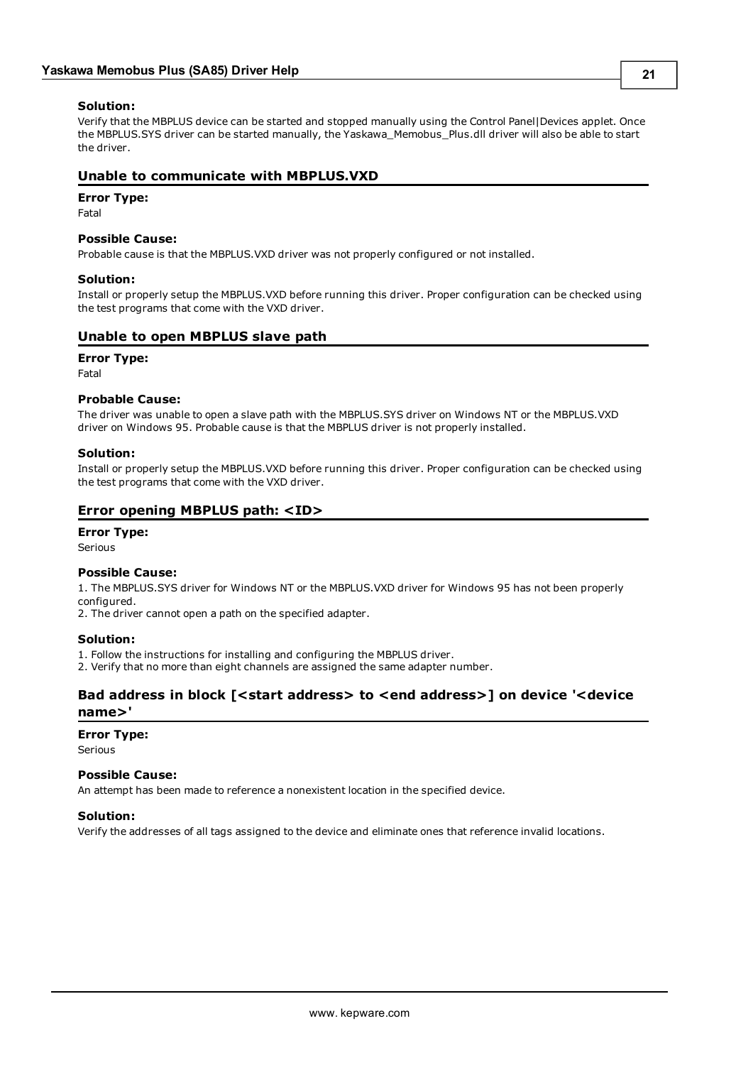**Solution:**

Verify that the MBPLUS device can be started and stopped manually using the Control Panel|Devices applet. Once the MBPLUS.SYS driver can be started manually, the Yaskawa_Memobus_Plus.dll driver will also be able to start the driver.

## Unable to communicate with MBPLUS.VXD

**Error Type:**

Fatal

**Possible Cause:**

Probable cause is that the MBPLUS.VXD driver was not properly configured or not installed.

**Solution:**

Install or properly setup the MBPLUS.VXD before running this driver. Proper configuration can be checked using the test programs that come with the VXD driver.

## Unable to open MBPLUS slave path

**Error Type:**

Fatal

**Probable Cause:**

The driver was unable to open a slave path with the MBPLUS.SYS driver on Windows NT or the MBPLUS.VXD driver on Windows 95. Probable cause is that the MBPLUS driver is not properly installed.

**Solution:**

Install or properly setup the MBPLUS.VXD before running this driver. Proper configuration can be checked using the test programs that come with the VXD driver.

## Error opening MBPLUS path: <ID>

**Error Type:**

Serious

**Possible Cause:**

1. The MBPLUS.SYS driver for Windows NT or the MBPLUS.VXD driver for Windows 95 has not been properly configured.
2. The driver cannot open a path on the specified adapter.

**Solution:**

1. Follow the instructions for installing and configuring the MBPLUS driver.
2. Verify that no more than eight channels are assigned the same adapter number.

## Bad address in block [<start address> to <end address>] on device '<device name>'

**Error Type:**

Serious

**Possible Cause:**

An attempt has been made to reference a nonexistent location in the specified device.

**Solution:**

Verify the addresses of all tags assigned to the device and eliminate ones that reference invalid locations.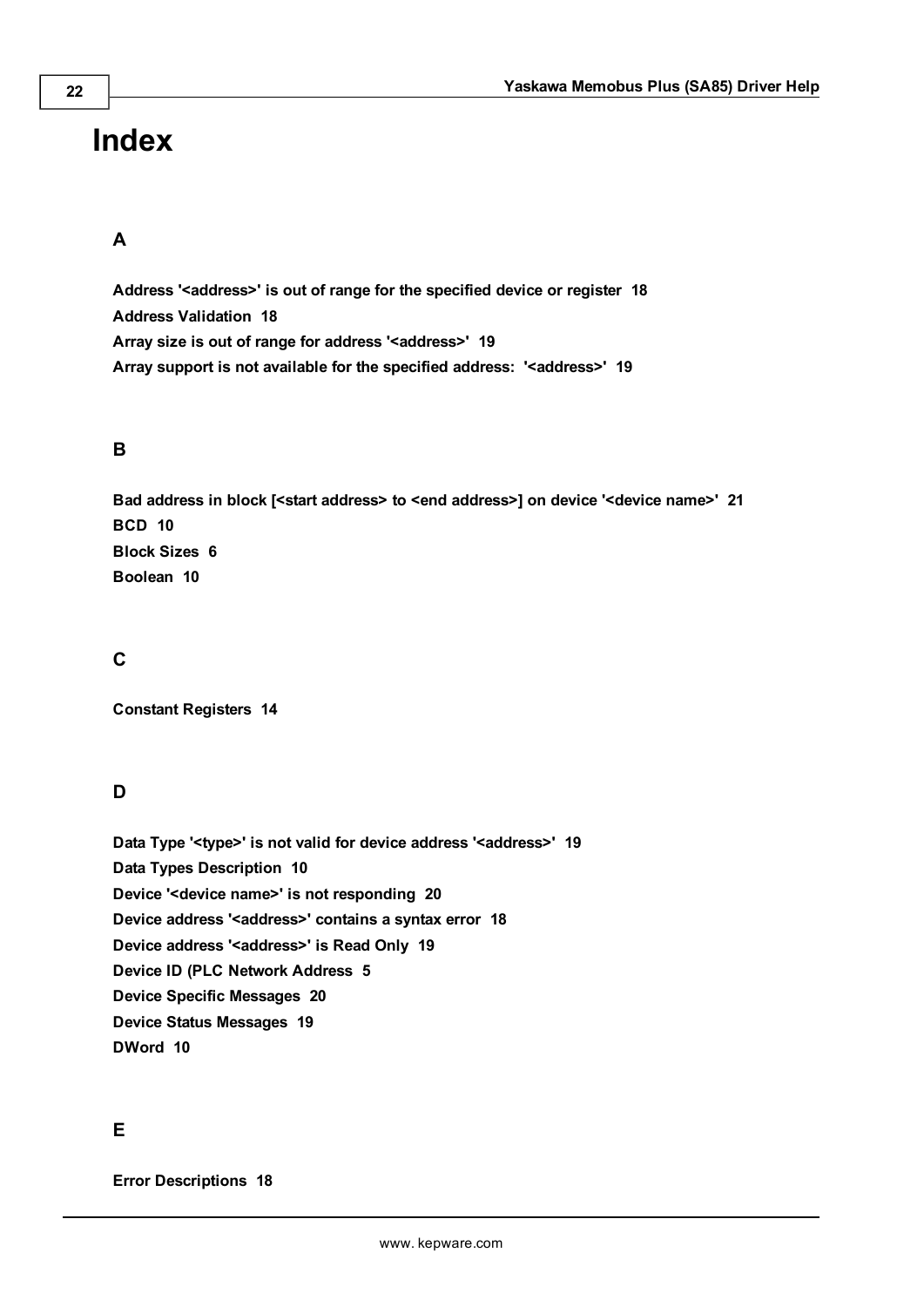# Index

## A

**Address '<address>' is out of range for the specified device or register 18**
**Address Validation 18**
**Array size is out of range for address '<address>' 19**
**Array support is not available for the specified address: '<address>' 19**

## B

**Bad address in block [<start address> to <end address>] on device '<device name>' 21**
**BCD 10**
**Block Sizes 6**
**Boolean 10**

## C

**Constant Registers 14**

## D

**Data Type '<type>' is not valid for device address '<address>' 19**
**Data Types Description 10**
**Device '<device name>' is not responding 20**
**Device address '<address>' contains a syntax error 18**
**Device address '<address>' is Read Only 19**
**Device ID (PLC Network Address 5**
**Device Specific Messages 20**
**Device Status Messages 19**
**DWord 10**

## E

**Error Descriptions 18**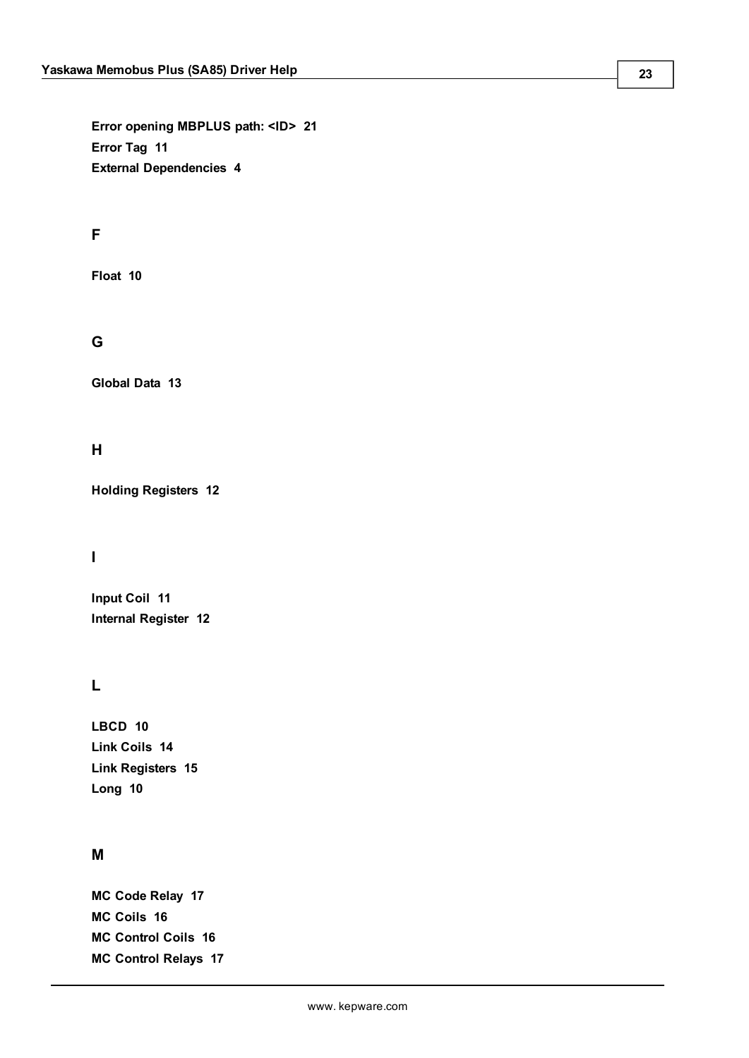**Error opening MBPLUS path: <ID> 21**
**Error Tag 11**
**External Dependencies 4**

## F

**Float 10**

## G

**Global Data 13**

## H

**Holding Registers 12**

## I

**Input Coil 11**
**Internal Register 12**

## L

**LBCD 10**
**Link Coils 14**
**Link Registers 15**
**Long 10**

## M

**MC Code Relay 17**
**MC Coils 16**
**MC Control Coils 16**
**MC Control Relays 17**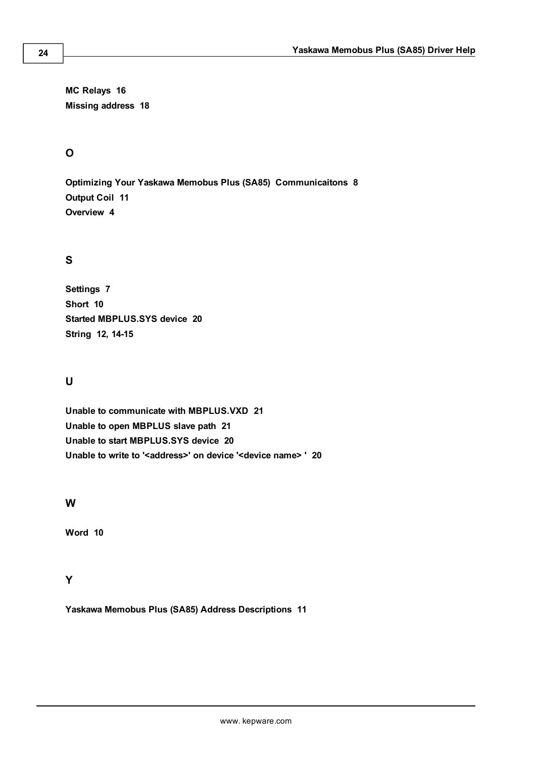**MC Relays 16**
**Missing address 18**

## O

**Optimizing Your Yaskawa Memobus Plus (SA85) Communicaitons 8**
**Output Coil 11**
**Overview 4**

## S

**Settings 7**
**Short 10**
**Started MBPLUS.SYS device 20**
**String 12, 14-15**

## U

**Unable to communicate with MBPLUS.VXD 21**
**Unable to open MBPLUS slave path 21**
**Unable to start MBPLUS.SYS device 20**
**Unable to write to '<address>' on device '<device name> ' 20**

## W

**Word 10**

## Y

**Yaskawa Memobus Plus (SA85) Address Descriptions 11**